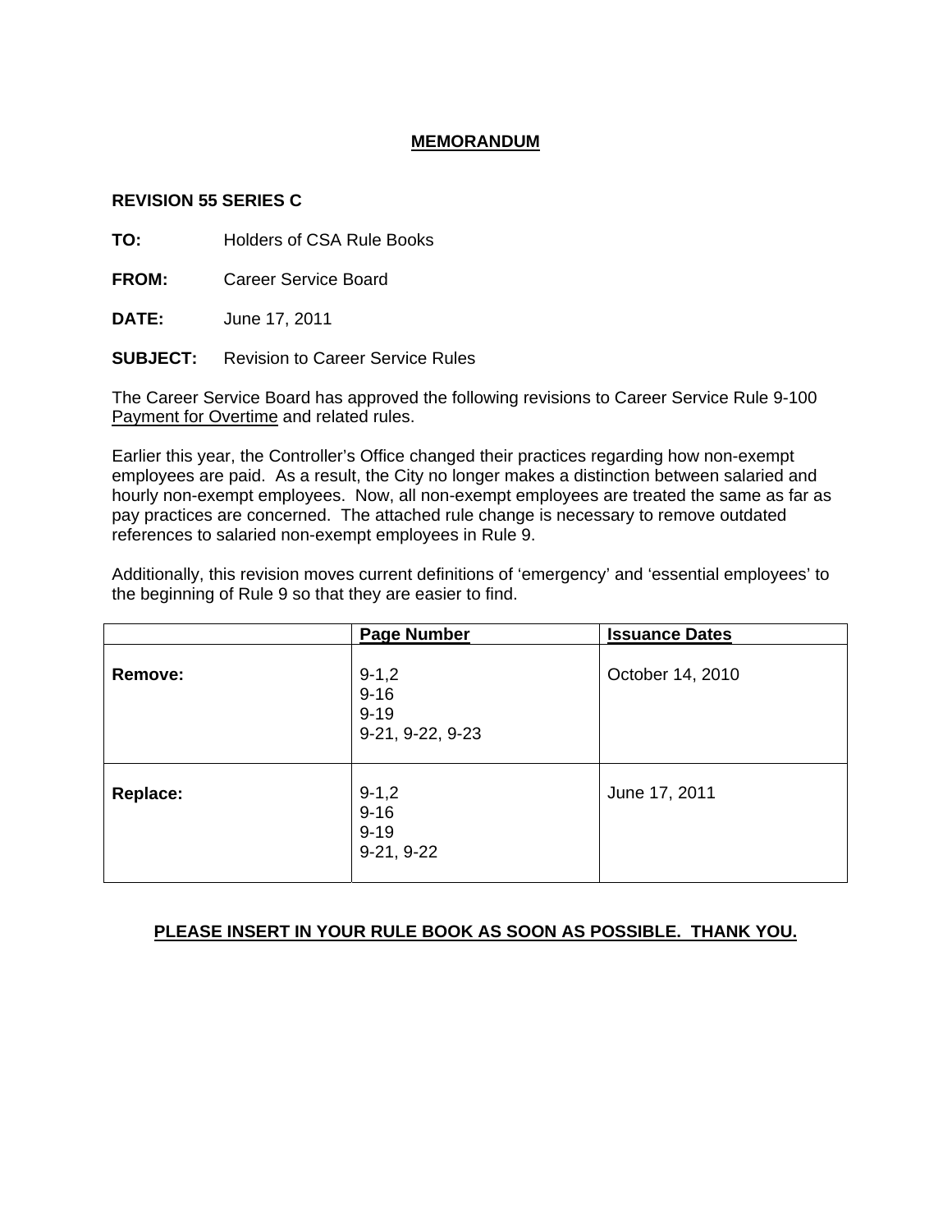# MEMORANDUM

**REVISION 55 SERIES C**

**TO:** Holders of CSA Rule Books

**FROM:** Career Service Board

**DATE:** June 17, 2011

**SUBJECT:** Revision to Career Service Rules

The Career Service Board has approved the following revisions to Career Service Rule 9-100 Payment for Overtime and related rules.

Earlier this year, the Controller's Office changed their practices regarding how non-exempt employees are paid. As a result, the City no longer makes a distinction between salaried and hourly non-exempt employees. Now, all non-exempt employees are treated the same as far as pay practices are concerned. The attached rule change is necessary to remove outdated references to salaried non-exempt employees in Rule 9.

Additionally, this revision moves current definitions of 'emergency' and 'essential employees' to the beginning of Rule 9 so that they are easier to find.

| | Page Number | Issuance Dates |
|---|---|---|
| **Remove:** | 9-1,2<br>9-16<br>9-19<br>9-21, 9-22, 9-23 | October 14, 2010 |
| **Replace:** | 9-1,2<br>9-16<br>9-19<br>9-21, 9-22 | June 17, 2011 |

**PLEASE INSERT IN YOUR RULE BOOK AS SOON AS POSSIBLE. THANK YOU.**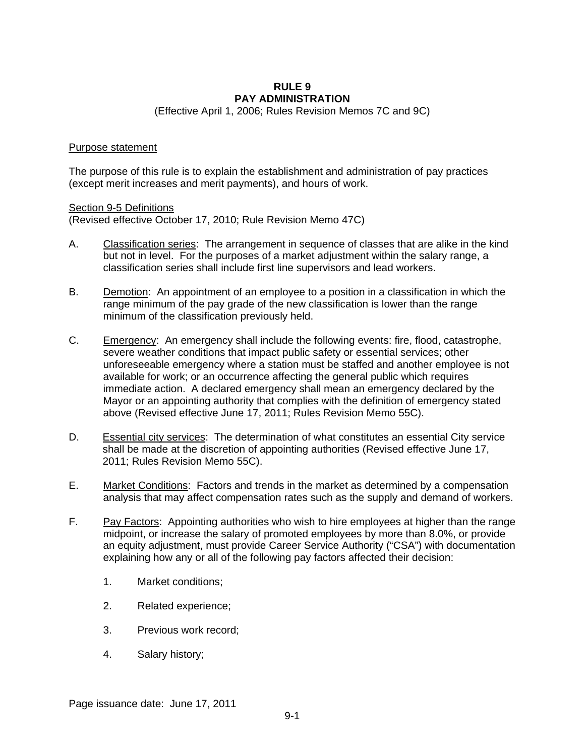# RULE 9
# PAY ADMINISTRATION

(Effective April 1, 2006; Rules Revision Memos 7C and 9C)

Purpose statement

The purpose of this rule is to explain the establishment and administration of pay practices (except merit increases and merit payments), and hours of work.

Section 9-5 Definitions
(Revised effective October 17, 2010; Rule Revision Memo 47C)

A. Classification series: The arrangement in sequence of classes that are alike in the kind but not in level. For the purposes of a market adjustment within the salary range, a classification series shall include first line supervisors and lead workers.

B. Demotion: An appointment of an employee to a position in a classification in which the range minimum of the pay grade of the new classification is lower than the range minimum of the classification previously held.

C. Emergency: An emergency shall include the following events: fire, flood, catastrophe, severe weather conditions that impact public safety or essential services; other unforeseeable emergency where a station must be staffed and another employee is not available for work; or an occurrence affecting the general public which requires immediate action. A declared emergency shall mean an emergency declared by the Mayor or an appointing authority that complies with the definition of emergency stated above (Revised effective June 17, 2011; Rules Revision Memo 55C).

D. Essential city services: The determination of what constitutes an essential City service shall be made at the discretion of appointing authorities (Revised effective June 17, 2011; Rules Revision Memo 55C).

E. Market Conditions: Factors and trends in the market as determined by a compensation analysis that may affect compensation rates such as the supply and demand of workers.

F. Pay Factors: Appointing authorities who wish to hire employees at higher than the range midpoint, or increase the salary of promoted employees by more than 8.0%, or provide an equity adjustment, must provide Career Service Authority ("CSA") with documentation explaining how any or all of the following pay factors affected their decision:

   1. Market conditions;

   2. Related experience;

   3. Previous work record;

   4. Salary history;

Page issuance date: June 17, 2011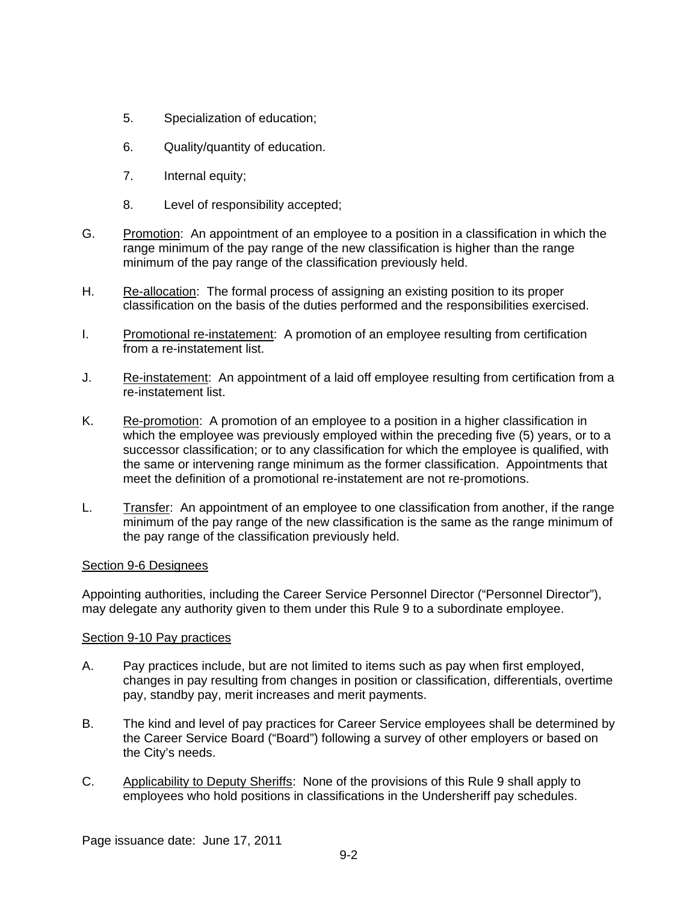5. Specialization of education;

6. Quality/quantity of education.

7. Internal equity;

8. Level of responsibility accepted;

G. <u>Promotion</u>: An appointment of an employee to a position in a classification in which the range minimum of the pay range of the new classification is higher than the range minimum of the pay range of the classification previously held.

H. <u>Re-allocation</u>: The formal process of assigning an existing position to its proper classification on the basis of the duties performed and the responsibilities exercised.

I. <u>Promotional re-instatement</u>: A promotion of an employee resulting from certification from a re-instatement list.

J. <u>Re-instatement</u>: An appointment of a laid off employee resulting from certification from a re-instatement list.

K. <u>Re-promotion</u>: A promotion of an employee to a position in a higher classification in which the employee was previously employed within the preceding five (5) years, or to a successor classification; or to any classification for which the employee is qualified, with the same or intervening range minimum as the former classification. Appointments that meet the definition of a promotional re-instatement are not re-promotions.

L. <u>Transfer</u>: An appointment of an employee to one classification from another, if the range minimum of the pay range of the new classification is the same as the range minimum of the pay range of the classification previously held.

<u>Section 9-6 Designees</u>

Appointing authorities, including the Career Service Personnel Director ("Personnel Director"), may delegate any authority given to them under this Rule 9 to a subordinate employee.

<u>Section 9-10 Pay practices</u>

A. Pay practices include, but are not limited to items such as pay when first employed, changes in pay resulting from changes in position or classification, differentials, overtime pay, standby pay, merit increases and merit payments.

B. The kind and level of pay practices for Career Service employees shall be determined by the Career Service Board ("Board") following a survey of other employers or based on the City's needs.

C. <u>Applicability to Deputy Sheriffs</u>: None of the provisions of this Rule 9 shall apply to employees who hold positions in classifications in the Undersheriff pay schedules.

Page issuance date: June 17, 2011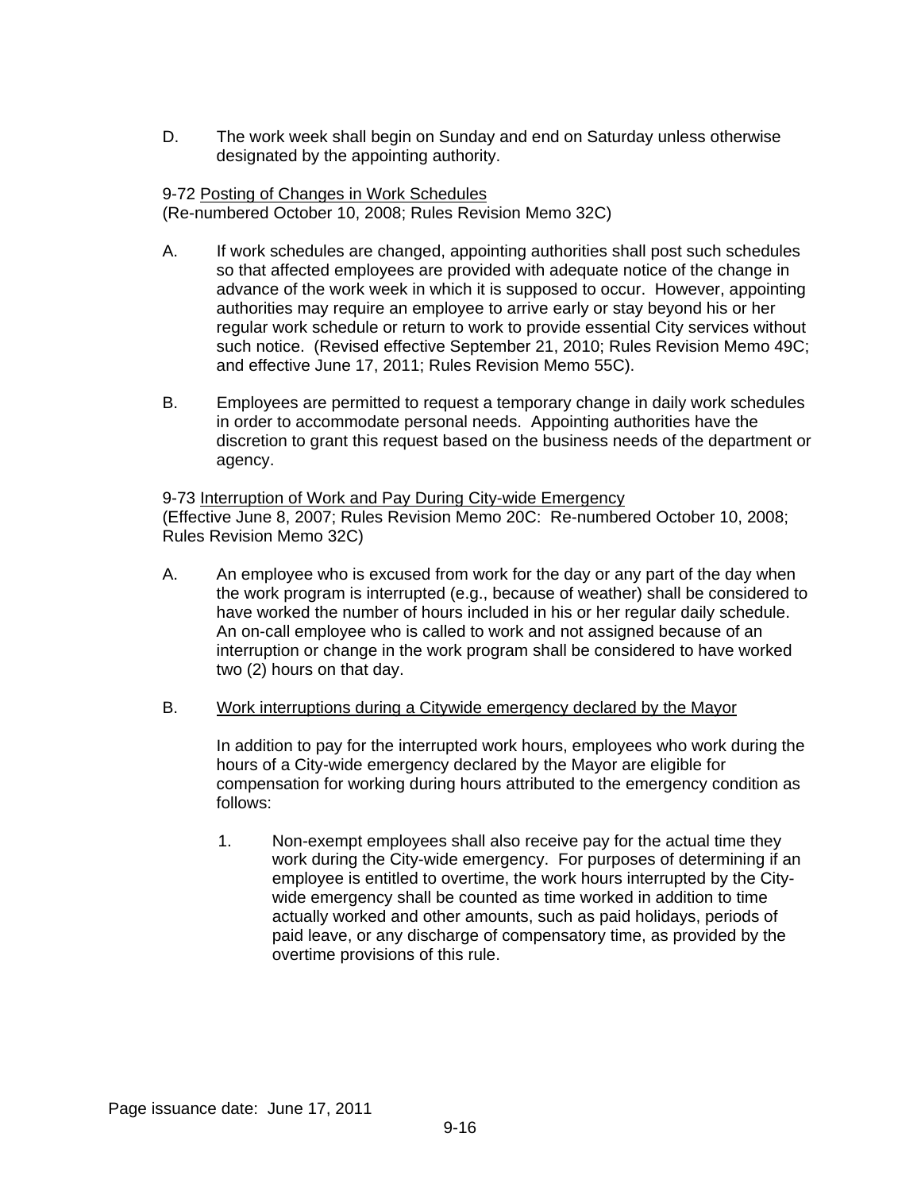D. The work week shall begin on Sunday and end on Saturday unless otherwise designated by the appointing authority.

9-72 Posting of Changes in Work Schedules
(Re-numbered October 10, 2008; Rules Revision Memo 32C)

A. If work schedules are changed, appointing authorities shall post such schedules so that affected employees are provided with adequate notice of the change in advance of the work week in which it is supposed to occur. However, appointing authorities may require an employee to arrive early or stay beyond his or her regular work schedule or return to work to provide essential City services without such notice. (Revised effective September 21, 2010; Rules Revision Memo 49C; and effective June 17, 2011; Rules Revision Memo 55C).

B. Employees are permitted to request a temporary change in daily work schedules in order to accommodate personal needs. Appointing authorities have the discretion to grant this request based on the business needs of the department or agency.

9-73 Interruption of Work and Pay During City-wide Emergency
(Effective June 8, 2007; Rules Revision Memo 20C: Re-numbered October 10, 2008; Rules Revision Memo 32C)

A. An employee who is excused from work for the day or any part of the day when the work program is interrupted (e.g., because of weather) shall be considered to have worked the number of hours included in his or her regular daily schedule. An on-call employee who is called to work and not assigned because of an interruption or change in the work program shall be considered to have worked two (2) hours on that day.

B. Work interruptions during a Citywide emergency declared by the Mayor

In addition to pay for the interrupted work hours, employees who work during the hours of a City-wide emergency declared by the Mayor are eligible for compensation for working during hours attributed to the emergency condition as follows:

1. Non-exempt employees shall also receive pay for the actual time they work during the City-wide emergency. For purposes of determining if an employee is entitled to overtime, the work hours interrupted by the City-wide emergency shall be counted as time worked in addition to time actually worked and other amounts, such as paid holidays, periods of paid leave, or any discharge of compensatory time, as provided by the overtime provisions of this rule.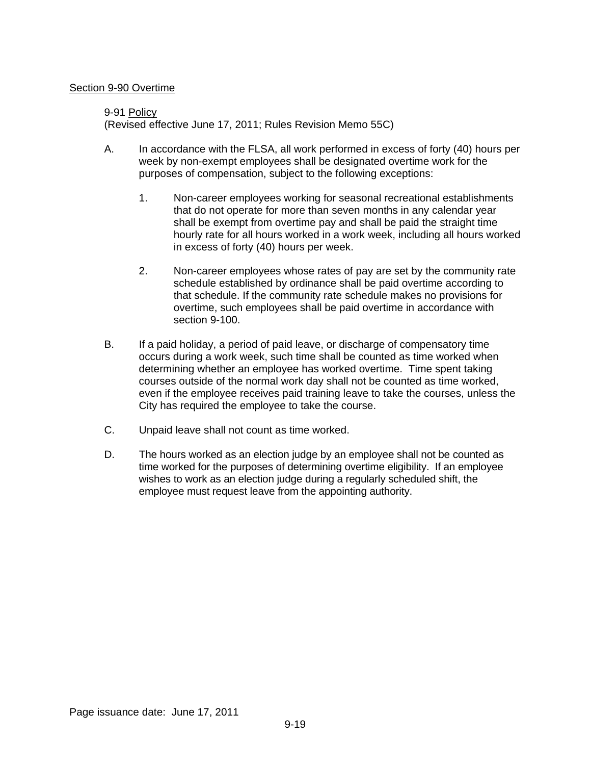## Section 9-90 Overtime

### 9-91 Policy

(Revised effective June 17, 2011; Rules Revision Memo 55C)

A. In accordance with the FLSA, all work performed in excess of forty (40) hours per week by non-exempt employees shall be designated overtime work for the purposes of compensation, subject to the following exceptions:

   1. Non-career employees working for seasonal recreational establishments that do not operate for more than seven months in any calendar year shall be exempt from overtime pay and shall be paid the straight time hourly rate for all hours worked in a work week, including all hours worked in excess of forty (40) hours per week.

   2. Non-career employees whose rates of pay are set by the community rate schedule established by ordinance shall be paid overtime according to that schedule. If the community rate schedule makes no provisions for overtime, such employees shall be paid overtime in accordance with section 9-100.

B. If a paid holiday, a period of paid leave, or discharge of compensatory time occurs during a work week, such time shall be counted as time worked when determining whether an employee has worked overtime. Time spent taking courses outside of the normal work day shall not be counted as time worked, even if the employee receives paid training leave to take the courses, unless the City has required the employee to take the course.

C. Unpaid leave shall not count as time worked.

D. The hours worked as an election judge by an employee shall not be counted as time worked for the purposes of determining overtime eligibility. If an employee wishes to work as an election judge during a regularly scheduled shift, the employee must request leave from the appointing authority.

Page issuance date: June 17, 2011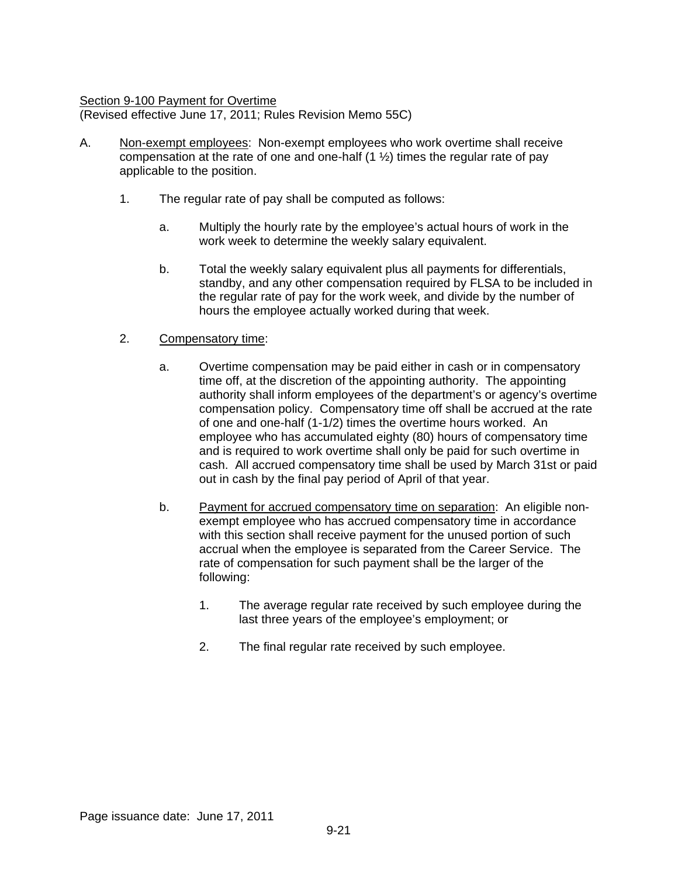<u>Section 9-100 Payment for Overtime</u>
(Revised effective June 17, 2011; Rules Revision Memo 55C)

A. <u>Non-exempt employees</u>: Non-exempt employees who work overtime shall receive compensation at the rate of one and one-half (1 ½) times the regular rate of pay applicable to the position.

   1. The regular rate of pay shall be computed as follows:

      a. Multiply the hourly rate by the employee's actual hours of work in the work week to determine the weekly salary equivalent.

      b. Total the weekly salary equivalent plus all payments for differentials, standby, and any other compensation required by FLSA to be included in the regular rate of pay for the work week, and divide by the number of hours the employee actually worked during that week.

   2. <u>Compensatory time</u>:

      a. Overtime compensation may be paid either in cash or in compensatory time off, at the discretion of the appointing authority. The appointing authority shall inform employees of the department's or agency's overtime compensation policy. Compensatory time off shall be accrued at the rate of one and one-half (1-1/2) times the overtime hours worked. An employee who has accumulated eighty (80) hours of compensatory time and is required to work overtime shall only be paid for such overtime in cash. All accrued compensatory time shall be used by March 31st or paid out in cash by the final pay period of April of that year.

      b. <u>Payment for accrued compensatory time on separation</u>: An eligible non-exempt employee who has accrued compensatory time in accordance with this section shall receive payment for the unused portion of such accrual when the employee is separated from the Career Service. The rate of compensation for such payment shall be the larger of the following:

         1. The average regular rate received by such employee during the last three years of the employee's employment; or

         2. The final regular rate received by such employee.

Page issuance date: June 17, 2011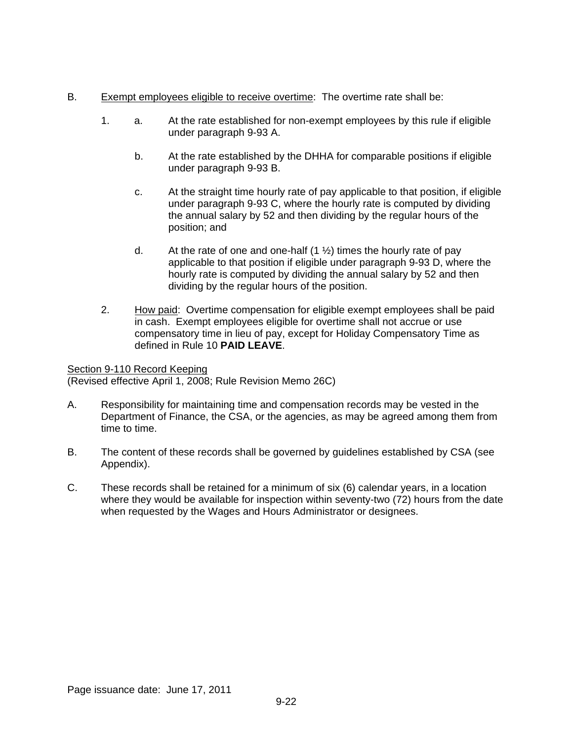B. Exempt employees eligible to receive overtime: The overtime rate shall be:

1. a. At the rate established for non-exempt employees by this rule if eligible under paragraph 9-93 A.

   b. At the rate established by the DHHA for comparable positions if eligible under paragraph 9-93 B.

   c. At the straight time hourly rate of pay applicable to that position, if eligible under paragraph 9-93 C, where the hourly rate is computed by dividing the annual salary by 52 and then dividing by the regular hours of the position; and

   d. At the rate of one and one-half (1 ½) times the hourly rate of pay applicable to that position if eligible under paragraph 9-93 D, where the hourly rate is computed by dividing the annual salary by 52 and then dividing by the regular hours of the position.

2. How paid: Overtime compensation for eligible exempt employees shall be paid in cash. Exempt employees eligible for overtime shall not accrue or use compensatory time in lieu of pay, except for Holiday Compensatory Time as defined in Rule 10 **PAID LEAVE**.

Section 9-110 Record Keeping
(Revised effective April 1, 2008; Rule Revision Memo 26C)

A. Responsibility for maintaining time and compensation records may be vested in the Department of Finance, the CSA, or the agencies, as may be agreed among them from time to time.

B. The content of these records shall be governed by guidelines established by CSA (see Appendix).

C. These records shall be retained for a minimum of six (6) calendar years, in a location where they would be available for inspection within seventy-two (72) hours from the date when requested by the Wages and Hours Administrator or designees.